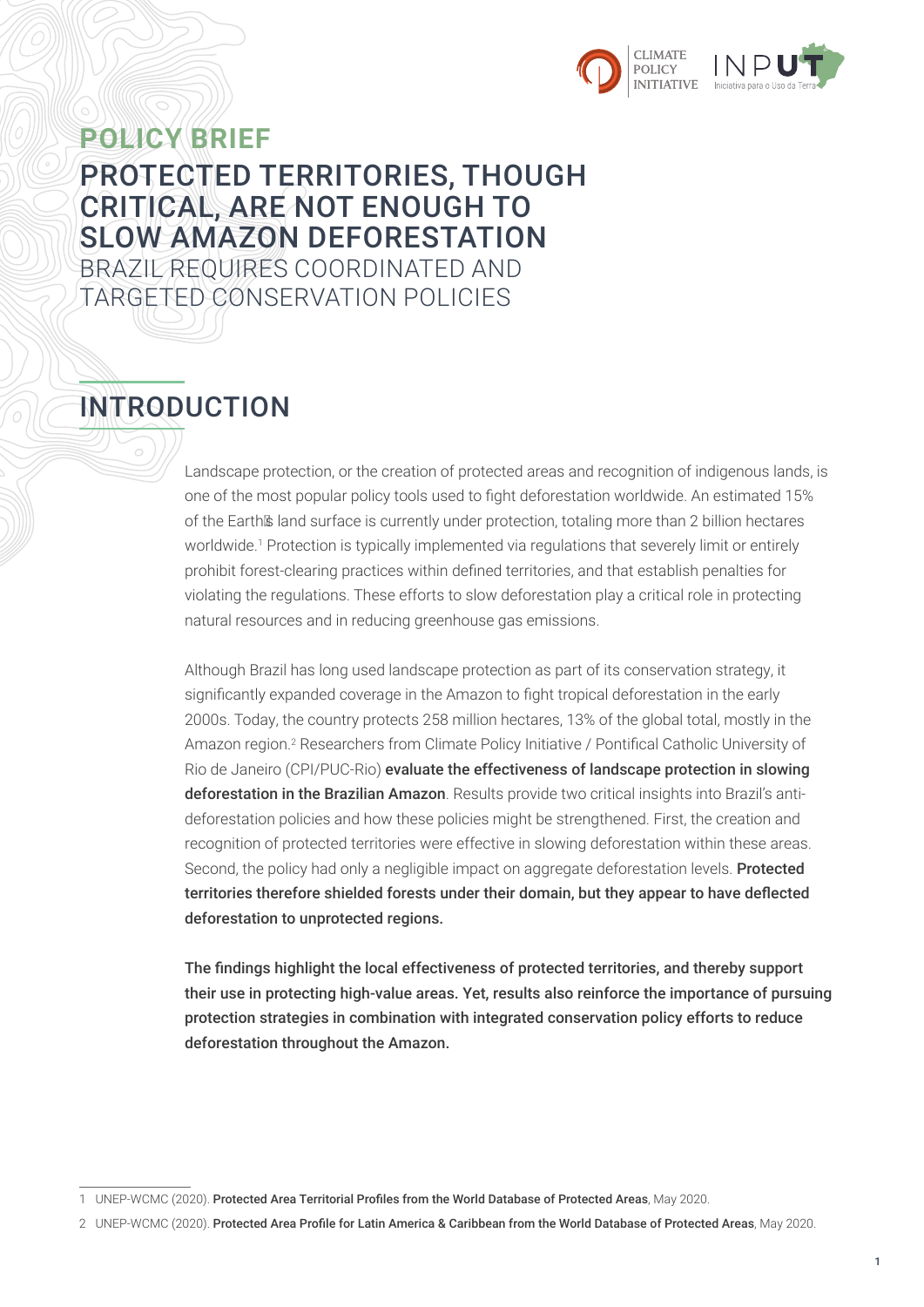**POLICY BRIEF**

# PROTECTED TERRITORIES, THOUGH CRITICAL, ARE NOT ENOUGH TO SLOW AMAZON DEFORESTATION

BRAZIL REQUIRES COORDINATED AND TARGETED CONSERVATION POLICIES

## INTRODUCTION

Landscape protection, or the creation of protected areas and recognition of indigenous lands, is one of the most popular policy tools used to fight deforestation worldwide. An estimated 15% of the Earth's land surface is currently under protection, totaling more than 2 billion hectares worldwide.[1] Protection is typically implemented via regulations that severely limit or entirely prohibit forest-clearing practices within defined territories, and that establish penalties for violating the regulations. These efforts to slow deforestation play a critical role in protecting natural resources and in reducing greenhouse gas emissions.

Although Brazil has long used landscape protection as part of its conservation strategy, it significantly expanded coverage in the Amazon to fight tropical deforestation in the early 2000s. Today, the country protects 258 million hectares, 13% of the global total, mostly in the Amazon region.[2] Researchers from Climate Policy Initiative / Pontifical Catholic University of Rio de Janeiro (CPI/PUC-Rio) **evaluate the effectiveness of landscape protection in slowing deforestation in the Brazilian Amazon**. Results provide two critical insights into Brazil's anti-deforestation policies and how these policies might be strengthened. First, the creation and recognition of protected territories were effective in slowing deforestation within these areas. Second, the policy had only a negligible impact on aggregate deforestation levels. **Protected territories therefore shielded forests under their domain, but they appear to have deflected deforestation to unprotected regions.**

**The findings highlight the local effectiveness of protected territories, and thereby support their use in protecting high-value areas. Yet, results also reinforce the importance of pursuing protection strategies in combination with integrated conservation policy efforts to reduce deforestation throughout the Amazon.**

---

1 UNEP-WCMC (2020). **Protected Area Territorial Profiles from the World Database of Protected Areas**, May 2020.

2 UNEP-WCMC (2020). **Protected Area Profile for Latin America & Caribbean from the World Database of Protected Areas**, May 2020.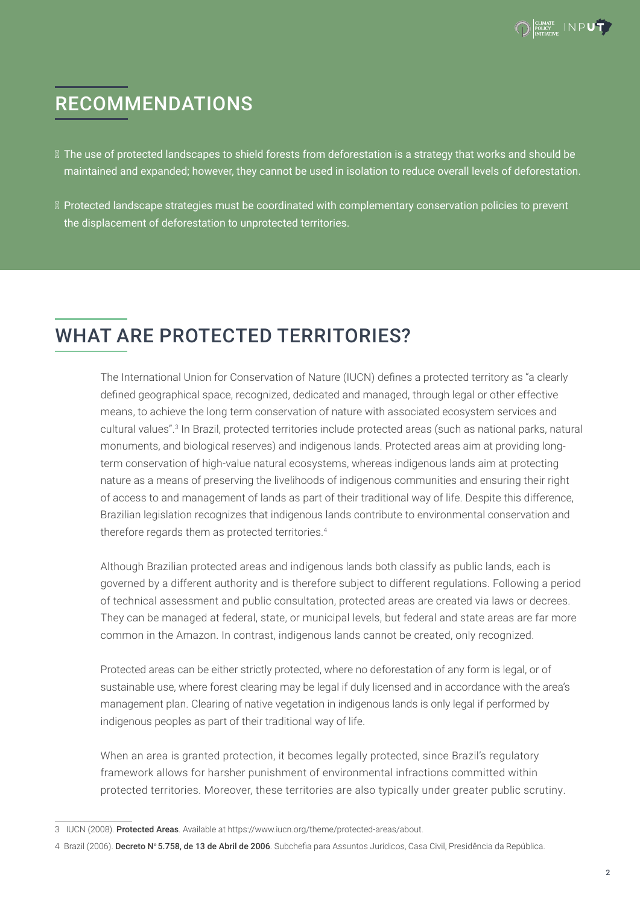## RECOMMENDATIONS

- The use of protected landscapes to shield forests from deforestation is a strategy that works and should be maintained and expanded; however, they cannot be used in isolation to reduce overall levels of deforestation.
- Protected landscape strategies must be coordinated with complementary conservation policies to prevent the displacement of deforestation to unprotected territories.

## WHAT ARE PROTECTED TERRITORIES?

The International Union for Conservation of Nature (IUCN) defines a protected territory as "a clearly defined geographical space, recognized, dedicated and managed, through legal or other effective means, to achieve the long term conservation of nature with associated ecosystem services and cultural values".[3] In Brazil, protected territories include protected areas (such as national parks, natural monuments, and biological reserves) and indigenous lands. Protected areas aim at providing long-term conservation of high-value natural ecosystems, whereas indigenous lands aim at protecting nature as a means of preserving the livelihoods of indigenous communities and ensuring their right of access to and management of lands as part of their traditional way of life. Despite this difference, Brazilian legislation recognizes that indigenous lands contribute to environmental conservation and therefore regards them as protected territories.[4]

Although Brazilian protected areas and indigenous lands both classify as public lands, each is governed by a different authority and is therefore subject to different regulations. Following a period of technical assessment and public consultation, protected areas are created via laws or decrees. They can be managed at federal, state, or municipal levels, but federal and state areas are far more common in the Amazon. In contrast, indigenous lands cannot be created, only recognized.

Protected areas can be either strictly protected, where no deforestation of any form is legal, or of sustainable use, where forest clearing may be legal if duly licensed and in accordance with the area's management plan. Clearing of native vegetation in indigenous lands is only legal if performed by indigenous peoples as part of their traditional way of life.

When an area is granted protection, it becomes legally protected, since Brazil's regulatory framework allows for harsher punishment of environmental infractions committed within protected territories. Moreover, these territories are also typically under greater public scrutiny.

---

3 IUCN (2008). **Protected Areas**. Available at https://www.iucn.org/theme/protected-areas/about.

4 Brazil (2006). **Decreto Nº 5.758, de 13 de Abril de 2006**. Subchefia para Assuntos Jurídicos, Casa Civil, Presidência da República.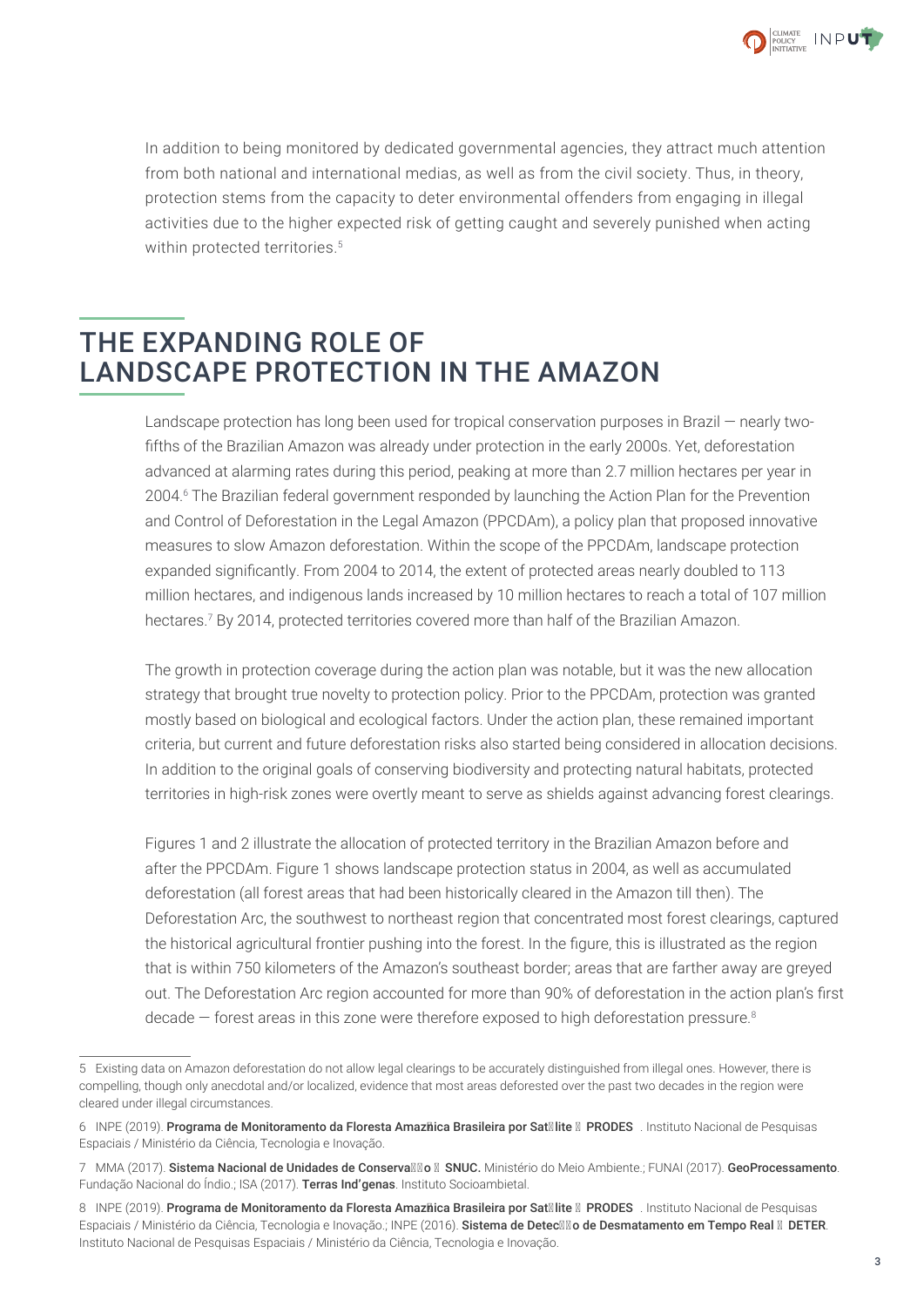In addition to being monitored by dedicated governmental agencies, they attract much attention from both national and international medias, as well as from the civil society. Thus, in theory, protection stems from the capacity to deter environmental offenders from engaging in illegal activities due to the higher expected risk of getting caught and severely punished when acting within protected territories.[5]

## THE EXPANDING ROLE OF LANDSCAPE PROTECTION IN THE AMAZON

Landscape protection has long been used for tropical conservation purposes in Brazil — nearly two-fifths of the Brazilian Amazon was already under protection in the early 2000s. Yet, deforestation advanced at alarming rates during this period, peaking at more than 2.7 million hectares per year in 2004.[6] The Brazilian federal government responded by launching the Action Plan for the Prevention and Control of Deforestation in the Legal Amazon (PPCDAm), a policy plan that proposed innovative measures to slow Amazon deforestation. Within the scope of the PPCDAm, landscape protection expanded significantly. From 2004 to 2014, the extent of protected areas nearly doubled to 113 million hectares, and indigenous lands increased by 10 million hectares to reach a total of 107 million hectares.[7] By 2014, protected territories covered more than half of the Brazilian Amazon.

The growth in protection coverage during the action plan was notable, but it was the new allocation strategy that brought true novelty to protection policy. Prior to the PPCDAm, protection was granted mostly based on biological and ecological factors. Under the action plan, these remained important criteria, but current and future deforestation risks also started being considered in allocation decisions. In addition to the original goals of conserving biodiversity and protecting natural habitats, protected territories in high-risk zones were overtly meant to serve as shields against advancing forest clearings.

Figures 1 and 2 illustrate the allocation of protected territory in the Brazilian Amazon before and after the PPCDAm. Figure 1 shows landscape protection status in 2004, as well as accumulated deforestation (all forest areas that had been historically cleared in the Amazon till then). The Deforestation Arc, the southwest to northeast region that concentrated most forest clearings, captured the historical agricultural frontier pushing into the forest. In the figure, this is illustrated as the region that is within 750 kilometers of the Amazon's southeast border; areas that are farther away are greyed out. The Deforestation Arc region accounted for more than 90% of deforestation in the action plan's first decade — forest areas in this zone were therefore exposed to high deforestation pressure.[8]

---

5 Existing data on Amazon deforestation do not allow legal clearings to be accurately distinguished from illegal ones. However, there is compelling, though only anecdotal and/or localized, evidence that most areas deforested over the past two decades in the region were cleared under illegal circumstances.

6 INPE (2019). **Programa de Monitoramento da Floresta Amazônica Brasileira por Satélite – PRODES**. Instituto Nacional de Pesquisas Espaciais / Ministério da Ciência, Tecnologia e Inovação.

7 MMA (2017). **Sistema Nacional de Unidades de Conservação – SNUC.** Ministério do Meio Ambiente.; FUNAI (2017). **GeoProcessamento**. Fundação Nacional do Índio.; ISA (2017). **Terras Indígenas**. Instituto Socioambietal.

8 INPE (2019). **Programa de Monitoramento da Floresta Amazônica Brasileira por Satélite – PRODES**. Instituto Nacional de Pesquisas Espaciais / Ministério da Ciência, Tecnologia e Inovação.; INPE (2016). **Sistema de Detecção de Desmatamento em Tempo Real – DETER**. Instituto Nacional de Pesquisas Espaciais / Ministério da Ciência, Tecnologia e Inovação.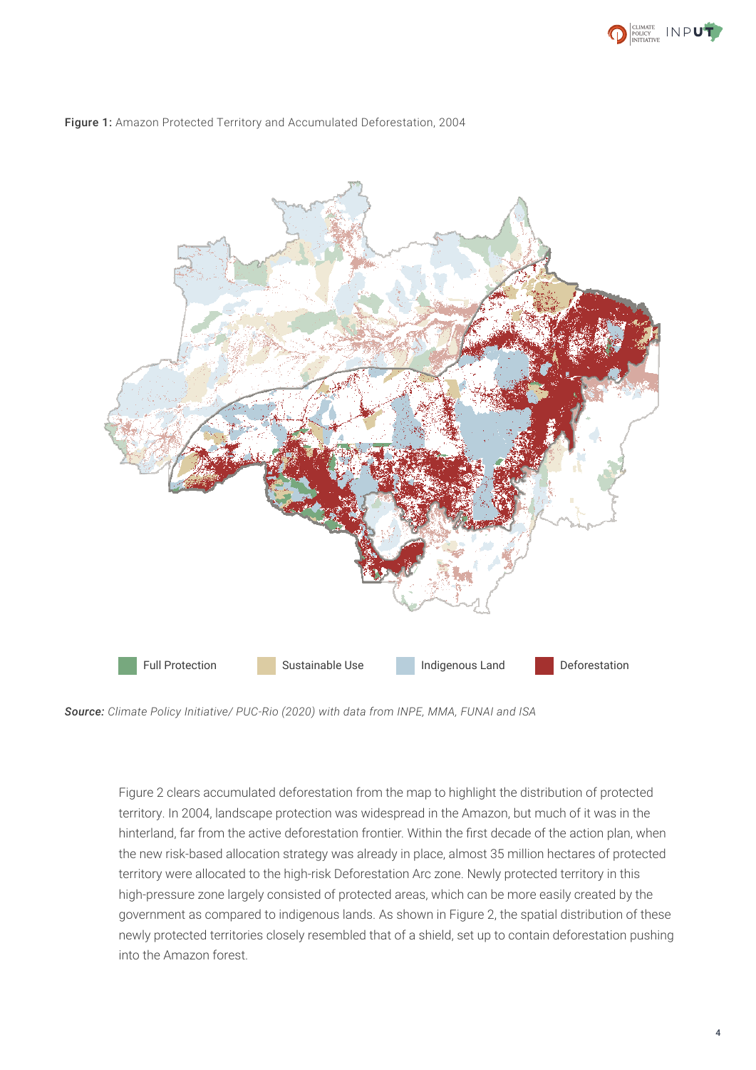**Figure 1:** Amazon Protected Territory and Accumulated Deforestation, 2004

Full Protection | Sustainable Use | Indigenous Land | Deforestation

***Source:*** *Climate Policy Initiative/ PUC-Rio (2020) with data from INPE, MMA, FUNAI and ISA*

Figure 2 clears accumulated deforestation from the map to highlight the distribution of protected territory. In 2004, landscape protection was widespread in the Amazon, but much of it was in the hinterland, far from the active deforestation frontier. Within the first decade of the action plan, when the new risk-based allocation strategy was already in place, almost 35 million hectares of protected territory were allocated to the high-risk Deforestation Arc zone. Newly protected territory in this high-pressure zone largely consisted of protected areas, which can be more easily created by the government as compared to indigenous lands. As shown in Figure 2, the spatial distribution of these newly protected territories closely resembled that of a shield, set up to contain deforestation pushing into the Amazon forest.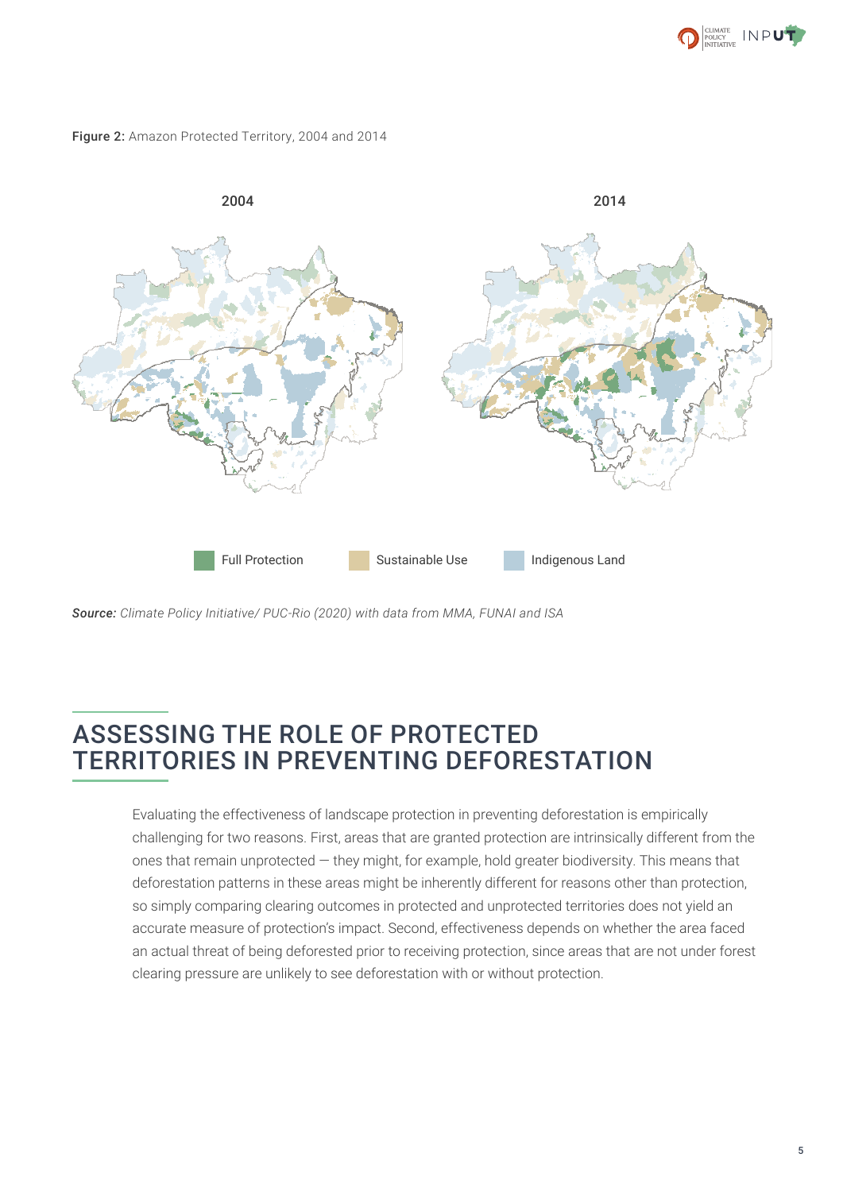**Figure 2:** Amazon Protected Territory, 2004 and 2014

*Source: Climate Policy Initiative/ PUC-Rio (2020) with data from MMA, FUNAI and ISA*

## ASSESSING THE ROLE OF PROTECTED TERRITORIES IN PREVENTING DEFORESTATION

Evaluating the effectiveness of landscape protection in preventing deforestation is empirically challenging for two reasons. First, areas that are granted protection are intrinsically different from the ones that remain unprotected — they might, for example, hold greater biodiversity. This means that deforestation patterns in these areas might be inherently different for reasons other than protection, so simply comparing clearing outcomes in protected and unprotected territories does not yield an accurate measure of protection's impact. Second, effectiveness depends on whether the area faced an actual threat of being deforested prior to receiving protection, since areas that are not under forest clearing pressure are unlikely to see deforestation with or without protection.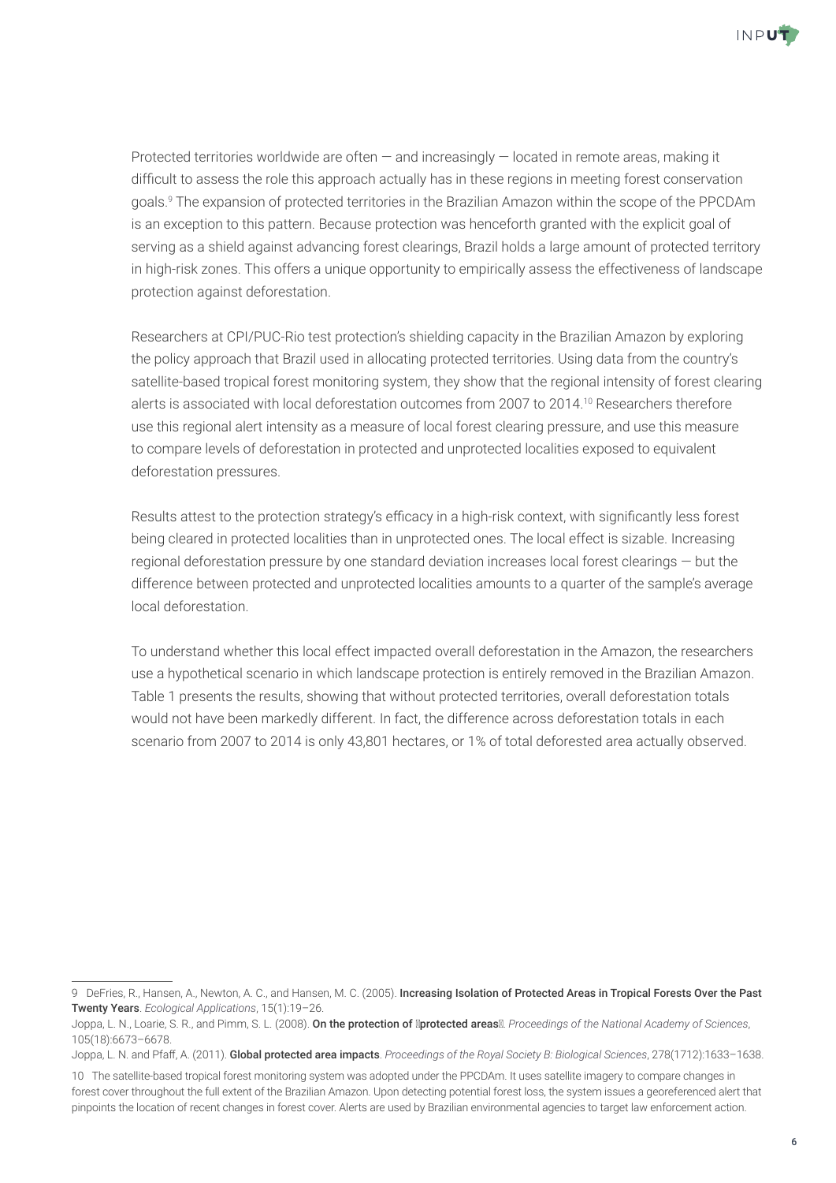Protected territories worldwide are often — and increasingly — located in remote areas, making it difficult to assess the role this approach actually has in these regions in meeting forest conservation goals.[9] The expansion of protected territories in the Brazilian Amazon within the scope of the PPCDAm is an exception to this pattern. Because protection was henceforth granted with the explicit goal of serving as a shield against advancing forest clearings, Brazil holds a large amount of protected territory in high-risk zones. This offers a unique opportunity to empirically assess the effectiveness of landscape protection against deforestation.

Researchers at CPI/PUC-Rio test protection's shielding capacity in the Brazilian Amazon by exploring the policy approach that Brazil used in allocating protected territories. Using data from the country's satellite-based tropical forest monitoring system, they show that the regional intensity of forest clearing alerts is associated with local deforestation outcomes from 2007 to 2014.[10] Researchers therefore use this regional alert intensity as a measure of local forest clearing pressure, and use this measure to compare levels of deforestation in protected and unprotected localities exposed to equivalent deforestation pressures.

Results attest to the protection strategy's efficacy in a high-risk context, with significantly less forest being cleared in protected localities than in unprotected ones. The local effect is sizable. Increasing regional deforestation pressure by one standard deviation increases local forest clearings — but the difference between protected and unprotected localities amounts to a quarter of the sample's average local deforestation.

To understand whether this local effect impacted overall deforestation in the Amazon, the researchers use a hypothetical scenario in which landscape protection is entirely removed in the Brazilian Amazon. Table 1 presents the results, showing that without protected territories, overall deforestation totals would not have been markedly different. In fact, the difference across deforestation totals in each scenario from 2007 to 2014 is only 43,801 hectares, or 1% of total deforested area actually observed.

---

9 DeFries, R., Hansen, A., Newton, A. C., and Hansen, M. C. (2005). **Increasing Isolation of Protected Areas in Tropical Forests Over the Past Twenty Years**. *Ecological Applications*, 15(1):19–26.

Joppa, L. N., Loarie, S. R., and Pimm, S. L. (2008). **On the protection of "protected areas"**. *Proceedings of the National Academy of Sciences*, 105(18):6673–6678.

Joppa, L. N. and Pfaff, A. (2011). **Global protected area impacts**. *Proceedings of the Royal Society B: Biological Sciences*, 278(1712):1633–1638.

10 The satellite-based tropical forest monitoring system was adopted under the PPCDAm. It uses satellite imagery to compare changes in forest cover throughout the full extent of the Brazilian Amazon. Upon detecting potential forest loss, the system issues a georeferenced alert that pinpoints the location of recent changes in forest cover. Alerts are used by Brazilian environmental agencies to target law enforcement action.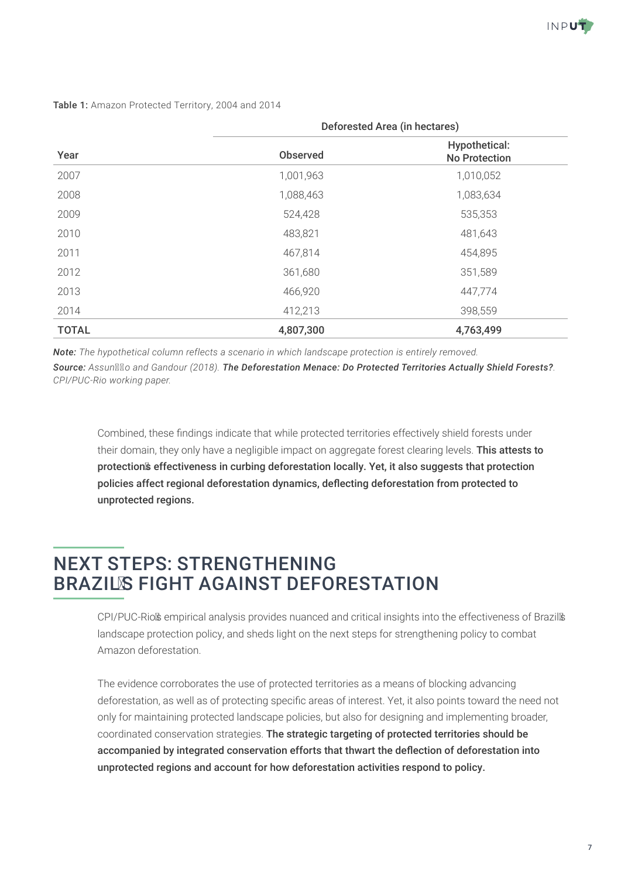**Table 1:** Amazon Protected Territory, 2004 and 2014

| | Deforested Area (in hectares) | |
|---|---|---|
| **Year** | **Observed** | **Hypothetical: No Protection** |
| 2007 | 1,001,963 | 1,010,052 |
| 2008 | 1,088,463 | 1,083,634 |
| 2009 | 524,428 | 535,353 |
| 2010 | 483,821 | 481,643 |
| 2011 | 467,814 | 454,895 |
| 2012 | 361,680 | 351,589 |
| 2013 | 466,920 | 447,774 |
| 2014 | 412,213 | 398,559 |
| **TOTAL** | **4,807,300** | **4,763,499** |

***Note:*** *The hypothetical column reflects a scenario in which landscape protection is entirely removed.*
***Source:*** *Assunção and Gandour (2018).* ***The Deforestation Menace: Do Protected Territories Actually Shield Forests?****. CPI/PUC-Rio working paper.*

Combined, these findings indicate that while protected territories effectively shield forests under their domain, they only have a negligible impact on aggregate forest clearing levels. **This attests to protection's effectiveness in curbing deforestation locally. Yet, it also suggests that protection policies affect regional deforestation dynamics, deflecting deforestation from protected to unprotected regions.**

## NEXT STEPS: STRENGTHENING BRAZIL'S FIGHT AGAINST DEFORESTATION

CPI/PUC-Rio's empirical analysis provides nuanced and critical insights into the effectiveness of Brazil's landscape protection policy, and sheds light on the next steps for strengthening policy to combat Amazon deforestation.

The evidence corroborates the use of protected territories as a means of blocking advancing deforestation, as well as of protecting specific areas of interest. Yet, it also points toward the need not only for maintaining protected landscape policies, but also for designing and implementing broader, coordinated conservation strategies. **The strategic targeting of protected territories should be accompanied by integrated conservation efforts that thwart the deflection of deforestation into unprotected regions and account for how deforestation activities respond to policy.**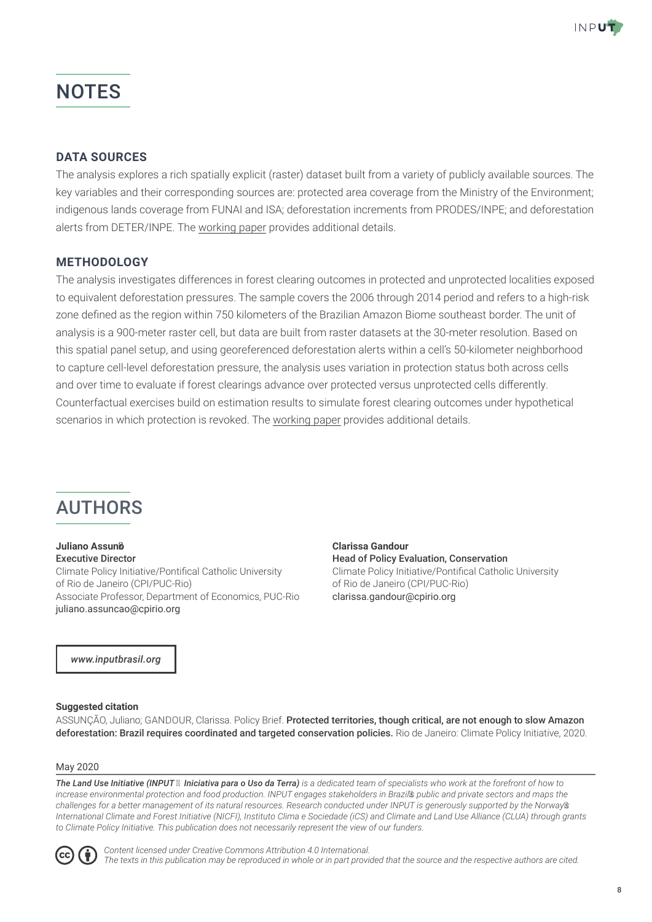# NOTES

### DATA SOURCES

The analysis explores a rich spatially explicit (raster) dataset built from a variety of publicly available sources. The key variables and their corresponding sources are: protected area coverage from the Ministry of the Environment; indigenous lands coverage from FUNAI and ISA; deforestation increments from PRODES/INPE; and deforestation alerts from DETER/INPE. The working paper provides additional details.

### METHODOLOGY

The analysis investigates differences in forest clearing outcomes in protected and unprotected localities exposed to equivalent deforestation pressures. The sample covers the 2006 through 2014 period and refers to a high-risk zone defined as the region within 750 kilometers of the Brazilian Amazon Biome southeast border. The unit of analysis is a 900-meter raster cell, but data are built from raster datasets at the 30-meter resolution. Based on this spatial panel setup, and using georeferenced deforestation alerts within a cell's 50-kilometer neighborhood to capture cell-level deforestation pressure, the analysis uses variation in protection status both across cells and over time to evaluate if forest clearings advance over protected versus unprotected cells differently. Counterfactual exercises build on estimation results to simulate forest clearing outcomes under hypothetical scenarios in which protection is revoked. The working paper provides additional details.

# AUTHORS

**Juliano Assunção**
**Executive Director**
Climate Policy Initiative/Pontifical Catholic University of Rio de Janeiro (CPI/PUC-Rio)
Associate Professor, Department of Economics, PUC-Rio
juliano.assuncao@cpirio.org

**Clarissa Gandour**
**Head of Policy Evaluation, Conservation**
Climate Policy Initiative/Pontifical Catholic University of Rio de Janeiro (CPI/PUC-Rio)
clarissa.gandour@cpirio.org

*www.inputbrasil.org*

**Suggested citation**

ASSUNÇÃO, Juliano; GANDOUR, Clarissa. Policy Brief. **Protected territories, though critical, are not enough to slow Amazon deforestation: Brazil requires coordinated and targeted conservation policies.** Rio de Janeiro: Climate Policy Initiative, 2020.

May 2020

***The Land Use Initiative (INPUT – Iniciativa para o Uso da Terra)*** *is a dedicated team of specialists who work at the forefront of how to increase environmental protection and food production. INPUT engages stakeholders in Brazil's public and private sectors and maps the challenges for a better management of its natural resources. Research conducted under INPUT is generously supported by the Norway's International Climate and Forest Initiative (NICFI), Instituto Clima e Sociedade (iCS) and Climate and Land Use Alliance (CLUA) through grants to Climate Policy Initiative. This publication does not necessarily represent the view of our funders.*

*Content licensed under Creative Commons Attribution 4.0 International.*
*The texts in this publication may be reproduced in whole or in part provided that the source and the respective authors are cited.*